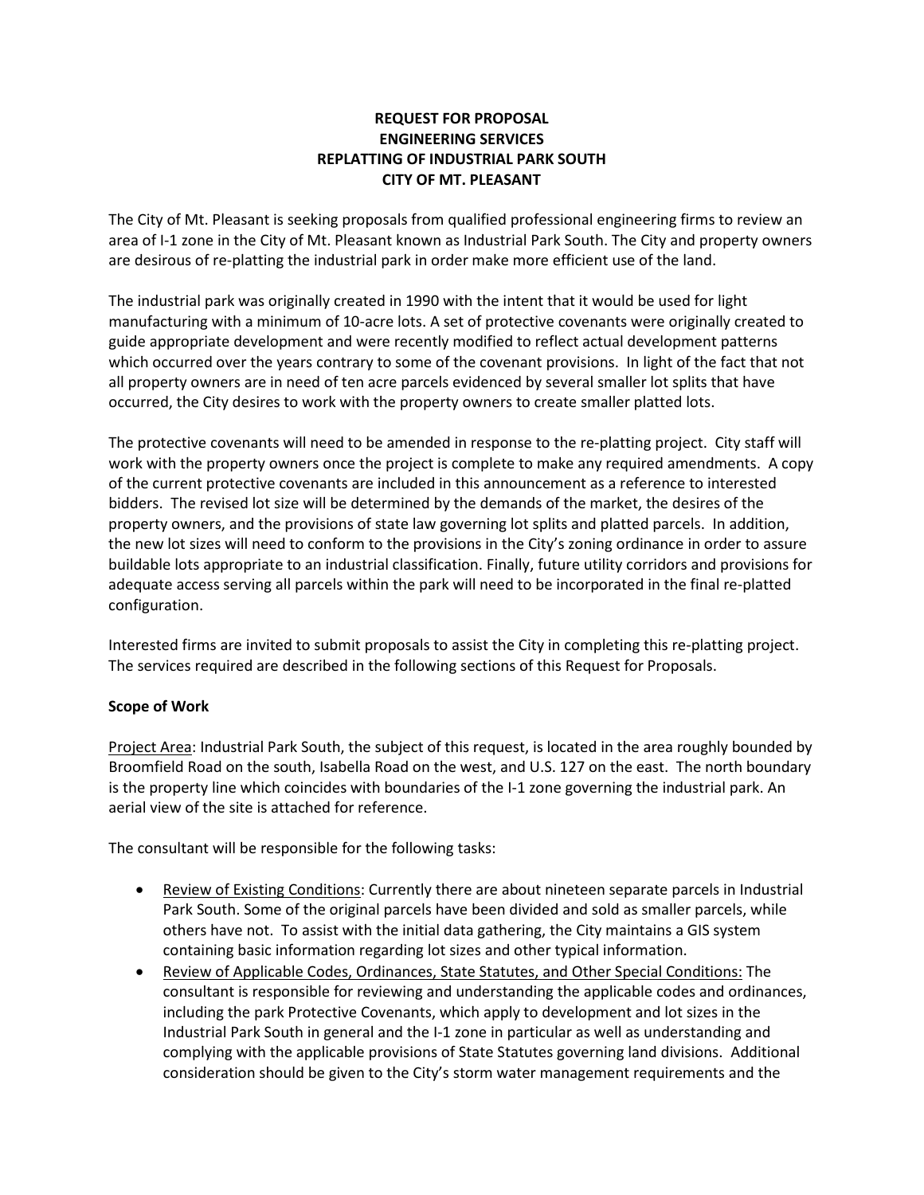# REQUEST FOR PROPOSAL
# ENGINEERING SERVICES
# REPLATTING OF INDUSTRIAL PARK SOUTH
# CITY OF MT. PLEASANT

The City of Mt. Pleasant is seeking proposals from qualified professional engineering firms to review an area of I-1 zone in the City of Mt. Pleasant known as Industrial Park South. The City and property owners are desirous of re-platting the industrial park in order make more efficient use of the land.

The industrial park was originally created in 1990 with the intent that it would be used for light manufacturing with a minimum of 10-acre lots. A set of protective covenants were originally created to guide appropriate development and were recently modified to reflect actual development patterns which occurred over the years contrary to some of the covenant provisions. In light of the fact that not all property owners are in need of ten acre parcels evidenced by several smaller lot splits that have occurred, the City desires to work with the property owners to create smaller platted lots.

The protective covenants will need to be amended in response to the re-platting project. City staff will work with the property owners once the project is complete to make any required amendments. A copy of the current protective covenants are included in this announcement as a reference to interested bidders. The revised lot size will be determined by the demands of the market, the desires of the property owners, and the provisions of state law governing lot splits and platted parcels. In addition, the new lot sizes will need to conform to the provisions in the City's zoning ordinance in order to assure buildable lots appropriate to an industrial classification. Finally, future utility corridors and provisions for adequate access serving all parcels within the park will need to be incorporated in the final re-platted configuration.

Interested firms are invited to submit proposals to assist the City in completing this re-platting project. The services required are described in the following sections of this Request for Proposals.

**Scope of Work**

Project Area: Industrial Park South, the subject of this request, is located in the area roughly bounded by Broomfield Road on the south, Isabella Road on the west, and U.S. 127 on the east. The north boundary is the property line which coincides with boundaries of the I-1 zone governing the industrial park. An aerial view of the site is attached for reference.

The consultant will be responsible for the following tasks:

- Review of Existing Conditions: Currently there are about nineteen separate parcels in Industrial Park South. Some of the original parcels have been divided and sold as smaller parcels, while others have not. To assist with the initial data gathering, the City maintains a GIS system containing basic information regarding lot sizes and other typical information.
- Review of Applicable Codes, Ordinances, State Statutes, and Other Special Conditions: The consultant is responsible for reviewing and understanding the applicable codes and ordinances, including the park Protective Covenants, which apply to development and lot sizes in the Industrial Park South in general and the I-1 zone in particular as well as understanding and complying with the applicable provisions of State Statutes governing land divisions. Additional consideration should be given to the City's storm water management requirements and the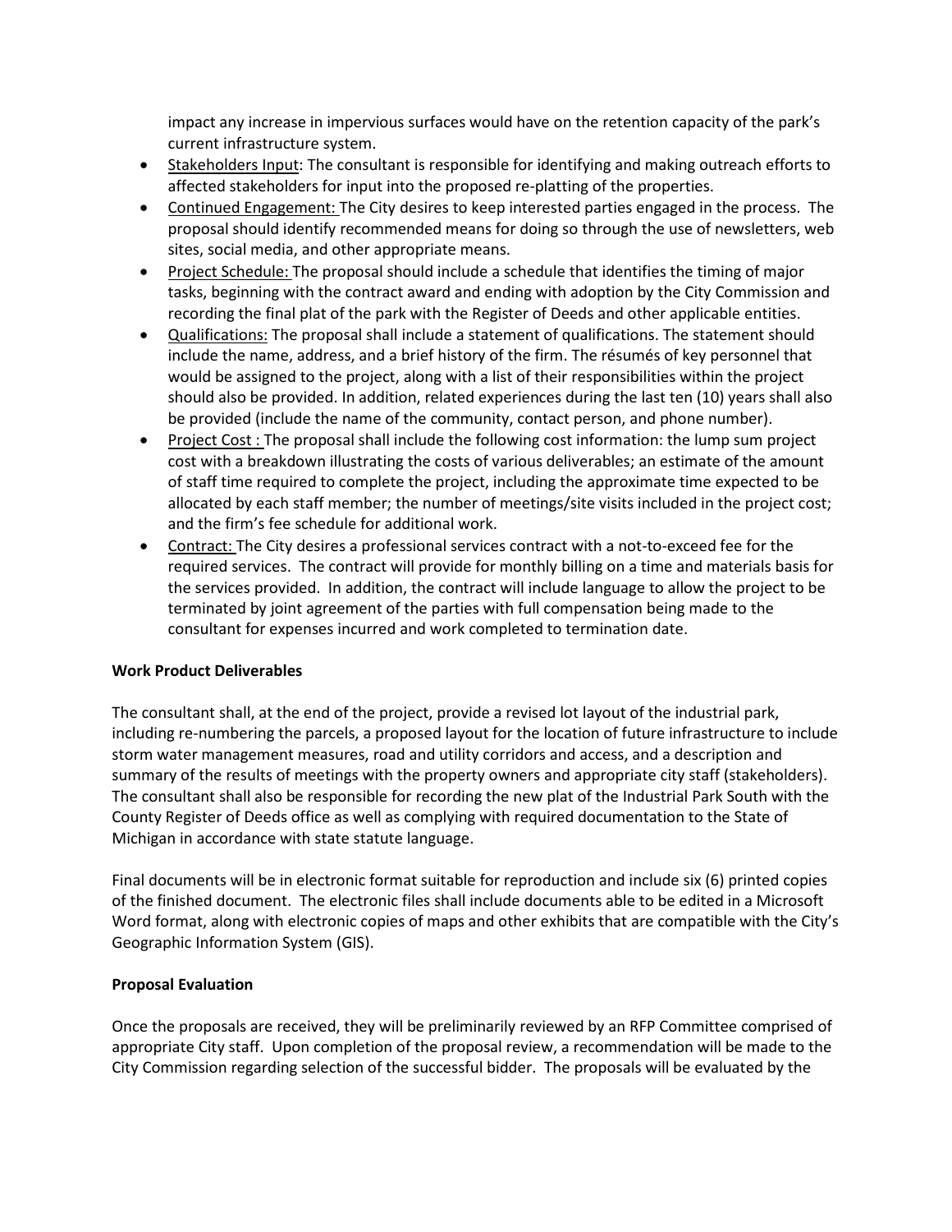impact any increase in impervious surfaces would have on the retention capacity of the park's current infrastructure system.

- Stakeholders Input: The consultant is responsible for identifying and making outreach efforts to affected stakeholders for input into the proposed re-platting of the properties.
- Continued Engagement: The City desires to keep interested parties engaged in the process. The proposal should identify recommended means for doing so through the use of newsletters, web sites, social media, and other appropriate means.
- Project Schedule: The proposal should include a schedule that identifies the timing of major tasks, beginning with the contract award and ending with adoption by the City Commission and recording the final plat of the park with the Register of Deeds and other applicable entities.
- Qualifications: The proposal shall include a statement of qualifications. The statement should include the name, address, and a brief history of the firm. The résumés of key personnel that would be assigned to the project, along with a list of their responsibilities within the project should also be provided. In addition, related experiences during the last ten (10) years shall also be provided (include the name of the community, contact person, and phone number).
- Project Cost : The proposal shall include the following cost information: the lump sum project cost with a breakdown illustrating the costs of various deliverables; an estimate of the amount of staff time required to complete the project, including the approximate time expected to be allocated by each staff member; the number of meetings/site visits included in the project cost; and the firm's fee schedule for additional work.
- Contract: The City desires a professional services contract with a not-to-exceed fee for the required services. The contract will provide for monthly billing on a time and materials basis for the services provided. In addition, the contract will include language to allow the project to be terminated by joint agreement of the parties with full compensation being made to the consultant for expenses incurred and work completed to termination date.

**Work Product Deliverables**

The consultant shall, at the end of the project, provide a revised lot layout of the industrial park, including re-numbering the parcels, a proposed layout for the location of future infrastructure to include storm water management measures, road and utility corridors and access, and a description and summary of the results of meetings with the property owners and appropriate city staff (stakeholders). The consultant shall also be responsible for recording the new plat of the Industrial Park South with the County Register of Deeds office as well as complying with required documentation to the State of Michigan in accordance with state statute language.

Final documents will be in electronic format suitable for reproduction and include six (6) printed copies of the finished document. The electronic files shall include documents able to be edited in a Microsoft Word format, along with electronic copies of maps and other exhibits that are compatible with the City's Geographic Information System (GIS).

**Proposal Evaluation**

Once the proposals are received, they will be preliminarily reviewed by an RFP Committee comprised of appropriate City staff. Upon completion of the proposal review, a recommendation will be made to the City Commission regarding selection of the successful bidder. The proposals will be evaluated by the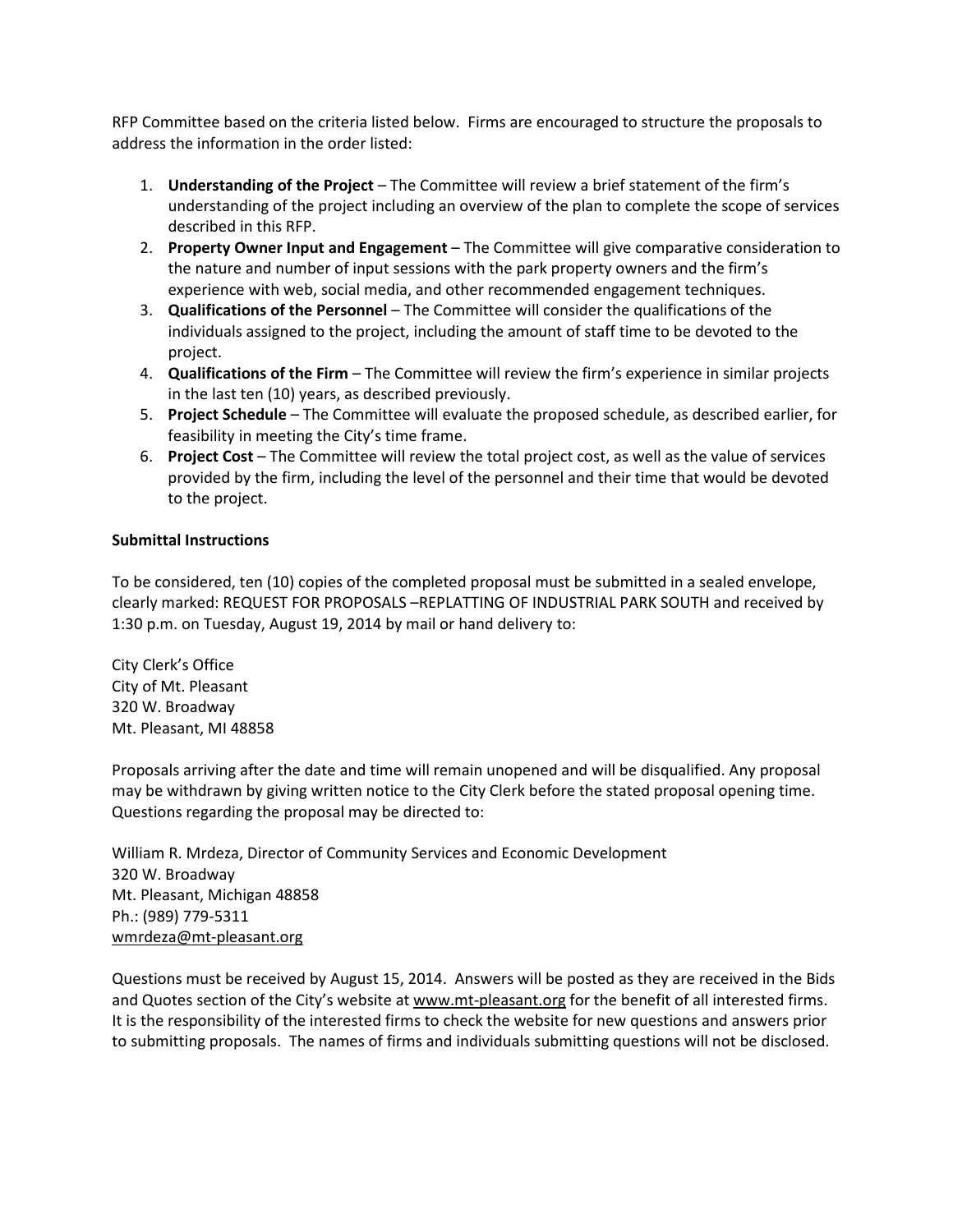RFP Committee based on the criteria listed below. Firms are encouraged to structure the proposals to address the information in the order listed:

1. **Understanding of the Project** – The Committee will review a brief statement of the firm's understanding of the project including an overview of the plan to complete the scope of services described in this RFP.
2. **Property Owner Input and Engagement** – The Committee will give comparative consideration to the nature and number of input sessions with the park property owners and the firm's experience with web, social media, and other recommended engagement techniques.
3. **Qualifications of the Personnel** – The Committee will consider the qualifications of the individuals assigned to the project, including the amount of staff time to be devoted to the project.
4. **Qualifications of the Firm** – The Committee will review the firm's experience in similar projects in the last ten (10) years, as described previously.
5. **Project Schedule** – The Committee will evaluate the proposed schedule, as described earlier, for feasibility in meeting the City's time frame.
6. **Project Cost** – The Committee will review the total project cost, as well as the value of services provided by the firm, including the level of the personnel and their time that would be devoted to the project.

**Submittal Instructions**

To be considered, ten (10) copies of the completed proposal must be submitted in a sealed envelope, clearly marked: REQUEST FOR PROPOSALS –REPLATTING OF INDUSTRIAL PARK SOUTH and received by 1:30 p.m. on Tuesday, August 19, 2014 by mail or hand delivery to:

City Clerk's Office
City of Mt. Pleasant
320 W. Broadway
Mt. Pleasant, MI 48858

Proposals arriving after the date and time will remain unopened and will be disqualified. Any proposal may be withdrawn by giving written notice to the City Clerk before the stated proposal opening time. Questions regarding the proposal may be directed to:

William R. Mrdeza, Director of Community Services and Economic Development
320 W. Broadway
Mt. Pleasant, Michigan 48858
Ph.: (989) 779-5311
wmrdeza@mt-pleasant.org

Questions must be received by August 15, 2014. Answers will be posted as they are received in the Bids and Quotes section of the City's website at www.mt-pleasant.org for the benefit of all interested firms. It is the responsibility of the interested firms to check the website for new questions and answers prior to submitting proposals. The names of firms and individuals submitting questions will not be disclosed.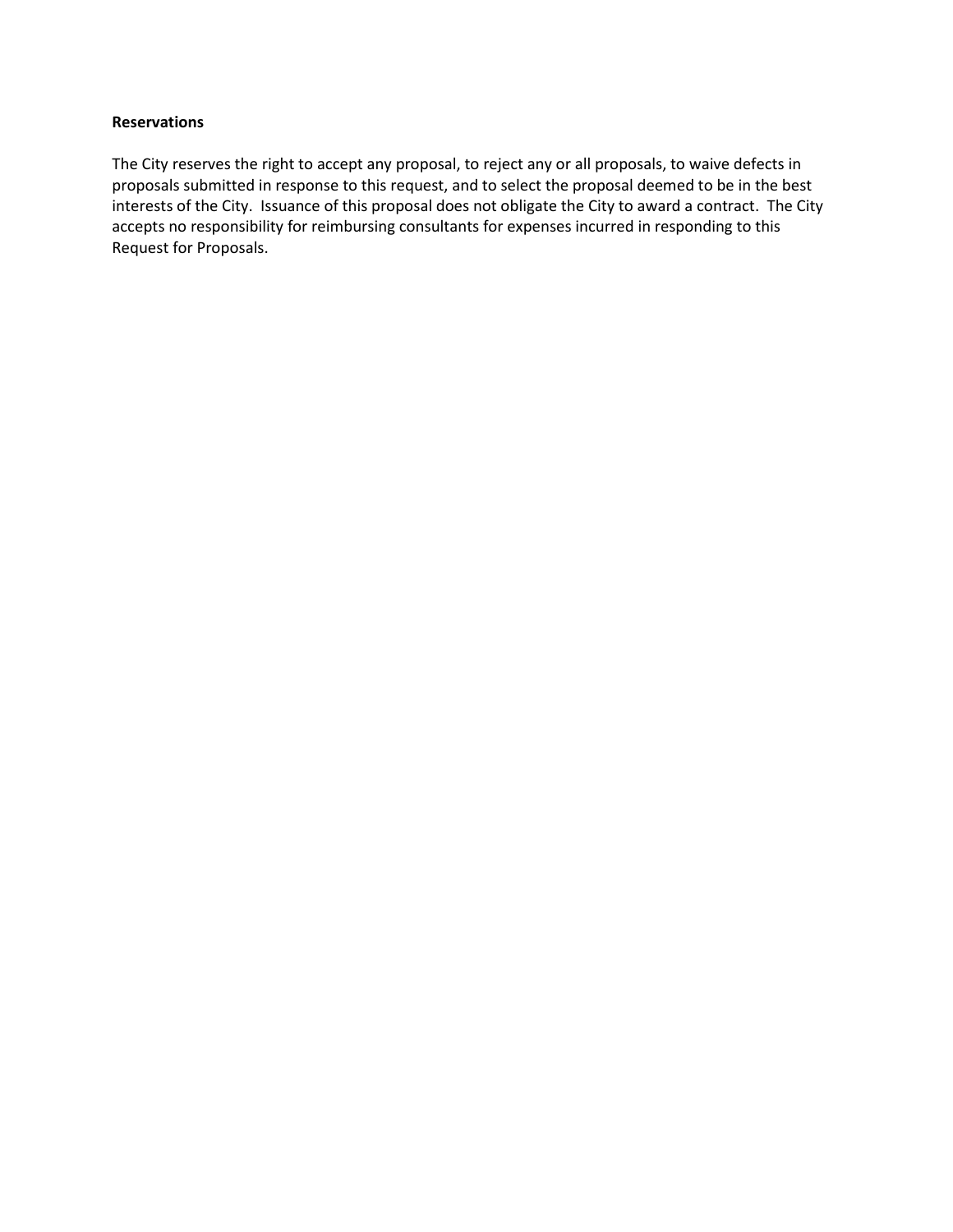**Reservations**

The City reserves the right to accept any proposal, to reject any or all proposals, to waive defects in proposals submitted in response to this request, and to select the proposal deemed to be in the best interests of the City. Issuance of this proposal does not obligate the City to award a contract. The City accepts no responsibility for reimbursing consultants for expenses incurred in responding to this Request for Proposals.